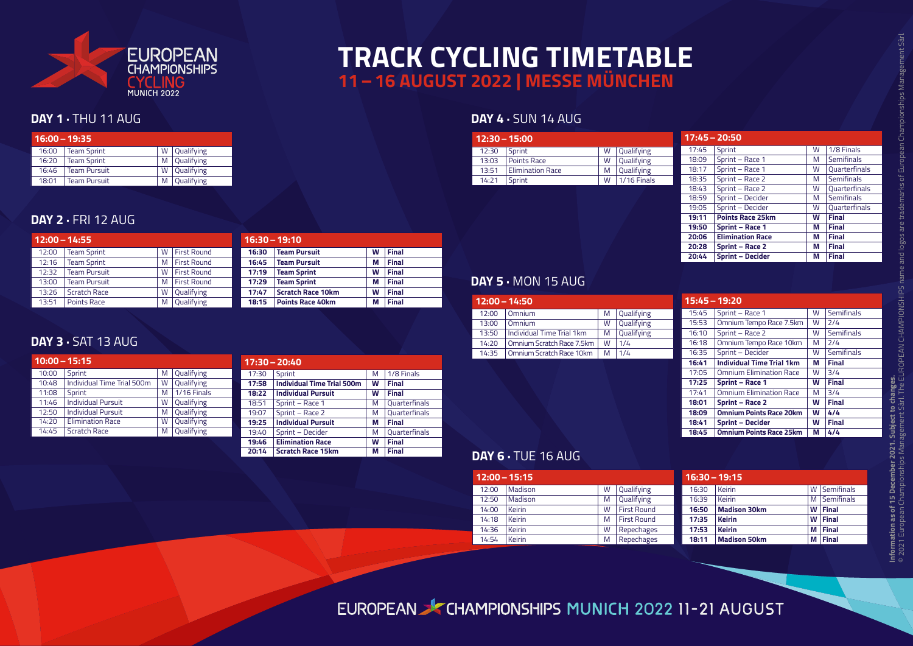EUROPEAN CHAMPIONSHIPS CYCLING MUNICH 2022

# TRACK CYCLING TIMETABLE

## 11 – 16 AUGUST 2022 | MESSE MÜNCHEN

## DAY 1 · THU 11 AUG

| 16:00 – 19:35 | | | |
|---|---|---|---|
| 16:00 | Team Sprint | W | Qualifying |
| 16:20 | Team Sprint | M | Qualifying |
| 16:46 | Team Pursuit | W | Qualifying |
| 18:01 | Team Pursuit | M | Qualifying |

## DAY 2 · FRI 12 AUG

| 12:00 – 14:55 | | | |
|---|---|---|---|
| 12:00 | Team Sprint | W | First Round |
| 12:16 | Team Sprint | M | First Round |
| 12:32 | Team Pursuit | W | First Round |
| 13:00 | Team Pursuit | M | First Round |
| 13:26 | Scratch Race | W | Qualifying |
| 13:51 | Points Race | M | Qualifying |

| 16:30 – 19:10 | | | |
|---|---|---|---|
| **16:30** | **Team Pursuit** | **W** | **Final** |
| **16:45** | **Team Pursuit** | **M** | **Final** |
| **17:19** | **Team Sprint** | **W** | **Final** |
| **17:29** | **Team Sprint** | **M** | **Final** |
| **17:47** | **Scratch Race 10km** | **W** | **Final** |
| **18:15** | **Points Race 40km** | **M** | **Final** |

## DAY 3 · SAT 13 AUG

| 10:00 – 15:15 | | | |
|---|---|---|---|
| 10:00 | Sprint | M | Qualifying |
| 10:48 | Individual Time Trial 500m | W | Qualifying |
| 11:08 | Sprint | M | 1/16 Finals |
| 11:46 | Individual Pursuit | W | Qualifying |
| 12:50 | Individual Pursuit | M | Qualifying |
| 14:20 | Elimination Race | W | Qualifying |
| 14:45 | Scratch Race | M | Qualifying |

| 17:30 – 20:40 | | | |
|---|---|---|---|
| 17:30 | Sprint | M | 1/8 Finals |
| **17:58** | **Individual Time Trial 500m** | **W** | **Final** |
| **18:22** | **Individual Pursuit** | **W** | **Final** |
| 18:51 | Sprint – Race 1 | M | Quarterfinals |
| 19:07 | Sprint – Race 2 | M | Quarterfinals |
| **19:25** | **Individual Pursuit** | **M** | **Final** |
| 19:40 | Sprint – Decider | M | Quarterfinals |
| **19:46** | **Elimination Race** | **W** | **Final** |
| **20:14** | **Scratch Race 15km** | **M** | **Final** |

## DAY 4 · SUN 14 AUG

| 12:30 – 15:00 | | | |
|---|---|---|---|
| 12:30 | Sprint | W | Qualifying |
| 13:03 | Points Race | W | Qualifying |
| 13:51 | Elimination Race | M | Qualifying |
| 14:21 | Sprint | W | 1/16 Finals |

| 17:45 – 20:50 | | | |
|---|---|---|---|
| 17:45 | Sprint | W | 1/8 Finals |
| 18:09 | Sprint – Race 1 | M | Semifinals |
| 18:17 | Sprint – Race 1 | W | Quarterfinals |
| 18:35 | Sprint – Race 2 | M | Semifinals |
| 18:43 | Sprint – Race 2 | W | Quarterfinals |
| 18:59 | Sprint – Decider | M | Semifinals |
| 19:05 | Sprint – Decider | W | Quarterfinals |
| **19:11** | **Points Race 25km** | **W** | **Final** |
| **19:50** | **Sprint – Race 1** | **M** | **Final** |
| **20:06** | **Elimination Race** | **M** | **Final** |
| **20:28** | **Sprint – Race 2** | **M** | **Final** |
| **20:44** | **Sprint – Decider** | **M** | **Final** |

## DAY 5 · MON 15 AUG

| 12:00 – 14:50 | | | |
|---|---|---|---|
| 12:00 | Omnium | M | Qualifying |
| 13:00 | Omnium | W | Qualifying |
| 13:50 | Individual Time Trial 1km | M | Qualifying |
| 14:20 | Omnium Scratch Race 7.5km | W | 1/4 |
| 14:35 | Omnium Scratch Race 10km | M | 1/4 |

| 15:45 – 19:20 | | | |
|---|---|---|---|
| 15:45 | Sprint – Race 1 | W | Semifinals |
| 15:53 | Omnium Tempo Race 7.5km | W | 2/4 |
| 16:10 | Sprint – Race 2 | W | Semifinals |
| 16:18 | Omnium Tempo Race 10km | M | 2/4 |
| 16:35 | Sprint – Decider | W | Semifinals |
| **16:41** | **Individual Time Trial 1km** | **M** | **Final** |
| 17:05 | Omnium Elimination Race | W | 3/4 |
| **17:25** | **Sprint – Race 1** | **W** | **Final** |
| 17:41 | Omnium Elimination Race | M | 3/4 |
| **18:01** | **Sprint – Race 2** | **W** | **Final** |
| **18:09** | **Omnium Points Race 20km** | **W** | **4/4** |
| **18:41** | **Sprint – Decider** | **W** | **Final** |
| **18:45** | **Omnium Points Race 25km** | **M** | **4/4** |

## DAY 6 · TUE 16 AUG

| 12:00 – 15:15 | | | |
|---|---|---|---|
| 12:00 | Madison | W | Qualifying |
| 12:50 | Madison | M | Qualifying |
| 14:00 | Keirin | W | First Round |
| 14:18 | Keirin | M | First Round |
| 14:36 | Keirin | W | Repechages |
| 14:54 | Keirin | M | Repechages |

| 16:30 – 19:15 | | | |
|---|---|---|---|
| 16:30 | Keirin | W | Semifinals |
| 16:39 | Keirin | M | Semifinals |
| **16:50** | **Madison 30km** | **W** | **Final** |
| **17:35** | **Keirin** | **W** | **Final** |
| **17:53** | **Keirin** | **M** | **Final** |
| **18:11** | **Madison 50km** | **M** | **Final** |

**Information as of 15 December 2021. Subject to changes.**
© 2021 European Championships Management Sàrl. The EUROPEAN CHAMPIONSHIPS name and logos are trademarks of European Championships Management Sàrl.

EUROPEAN CHAMPIONSHIPS MUNICH 2022 11-21 AUGUST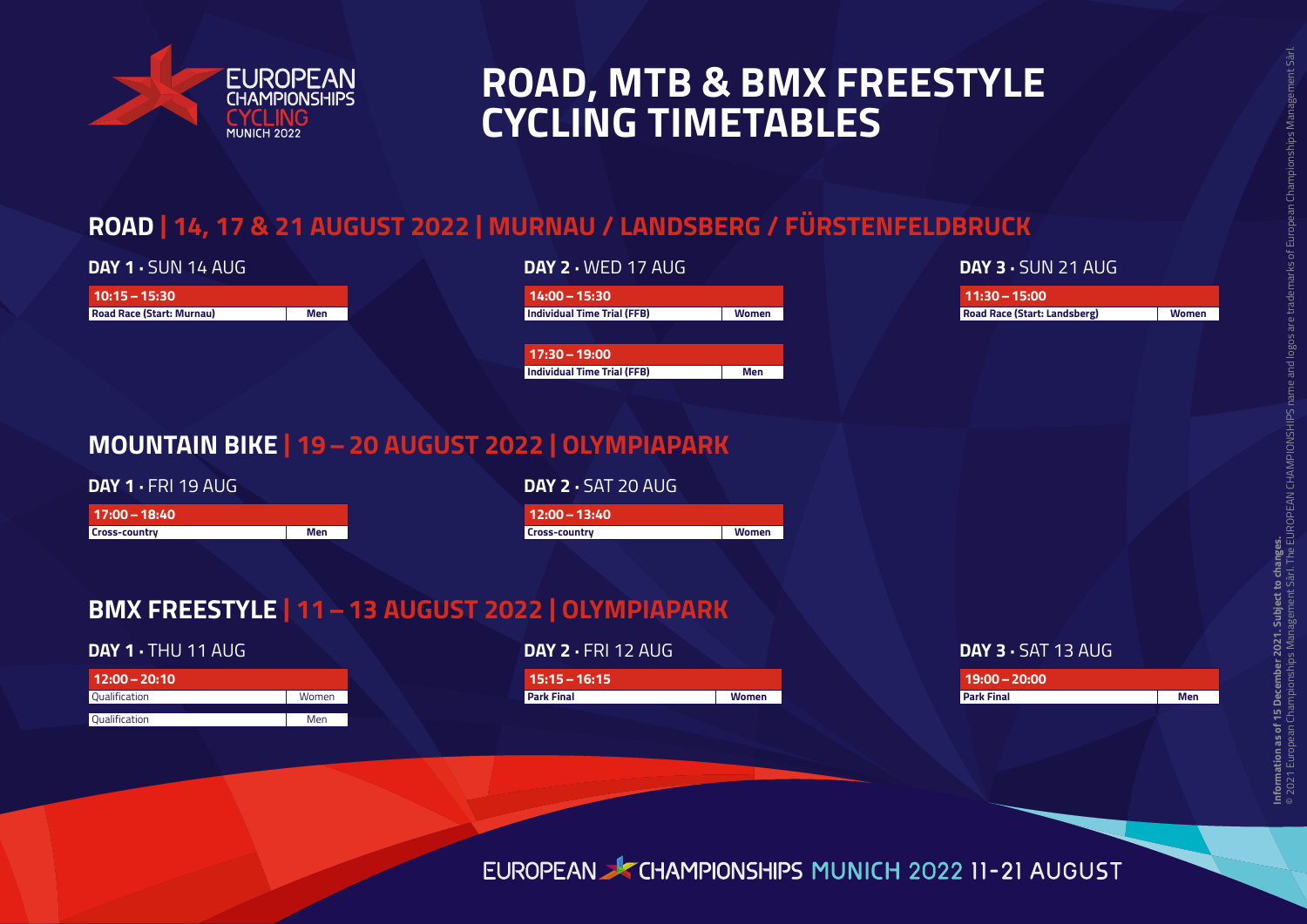EUROPEAN CHAMPIONSHIPS CYCLING MUNICH 2022

# ROAD, MTB & BMX FREESTYLE CYCLING TIMETABLES

## ROAD | 14, 17 & 21 AUGUST 2022 | MURNAU / LANDSBERG / FÜRSTENFELDBRUCK

### DAY 1 · SUN 14 AUG

| 10:15 – 15:30 | |
|---|---|
| **Road Race (Start: Murnau)** | **Men** |

### DAY 2 · WED 17 AUG

| 14:00 – 15:30 | |
|---|---|
| **Individual Time Trial (FFB)** | **Women** |

| 17:30 – 19:00 | |
|---|---|
| **Individual Time Trial (FFB)** | **Men** |

### DAY 3 · SUN 21 AUG

| 11:30 – 15:00 | |
|---|---|
| **Road Race (Start: Landsberg)** | **Women** |

## MOUNTAIN BIKE | 19 – 20 AUGUST 2022 | OLYMPIAPARK

### DAY 1 · FRI 19 AUG

| 17:00 – 18:40 | |
|---|---|
| **Cross-country** | **Men** |

### DAY 2 · SAT 20 AUG

| 12:00 – 13:40 | |
|---|---|
| **Cross-country** | **Women** |

## BMX FREESTYLE | 11 – 13 AUGUST 2022 | OLYMPIAPARK

### DAY 1 · THU 11 AUG

| 12:00 – 20:10 | |
|---|---|
| Qualification | Women |
| Qualification | Men |

### DAY 2 · FRI 12 AUG

| 15:15 – 16:15 | |
|---|---|
| **Park Final** | **Women** |

### DAY 3 · SAT 13 AUG

| 19:00 – 20:00 | |
|---|---|
| **Park Final** | **Men** |

EUROPEAN CHAMPIONSHIPS MUNICH 2022 11-21 AUGUST

**Information as of 15 December 2021. Subject to changes.**
© 2021 European Championships Management Sàrl. The EUROPEAN CHAMPIONSHIPS name and logos are trademarks of European Championships Management Sàrl.